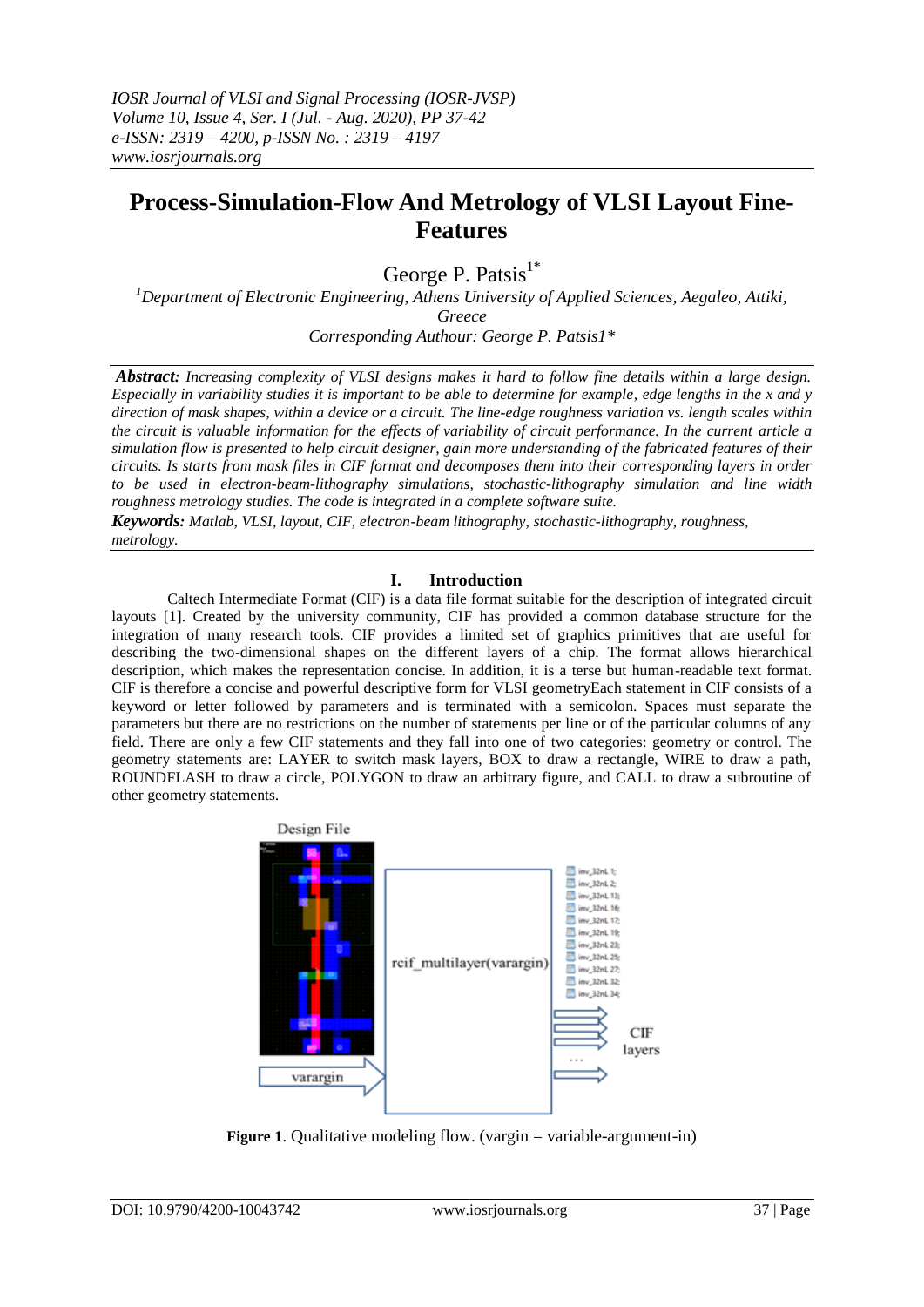# Process-Simulation-Flow And Metrology of VLSI Layout Fine-Features

George P. Patsis[1*]

[1]Department of Electronic Engineering, Athens University of Applied Sciences, Aegaleo, Attiki, Greece

Corresponding Authour: George P. Patsis1*

***Abstract:*** *Increasing complexity of VLSI designs makes it hard to follow fine details within a large design. Especially in variability studies it is important to be able to determine for example, edge lengths in the x and y direction of mask shapes, within a device or a circuit. The line-edge roughness variation vs. length scales within the circuit is valuable information for the effects of variability of circuit performance. In the current article a simulation flow is presented to help circuit designer, gain more understanding of the fabricated features of their circuits. Is starts from mask files in CIF format and decomposes them into their corresponding layers in order to be used in electron-beam-lithography simulations, stochastic-lithography simulation and line width roughness metrology studies. The code is integrated in a complete software suite.*

***Keywords:*** *Matlab, VLSI, layout, CIF, electron-beam lithography, stochastic-lithography, roughness, metrology.*

## I. Introduction

Caltech Intermediate Format (CIF) is a data file format suitable for the description of integrated circuit layouts [1]. Created by the university community, CIF has provided a common database structure for the integration of many research tools. CIF provides a limited set of graphics primitives that are useful for describing the two-dimensional shapes on the different layers of a chip. The format allows hierarchical description, which makes the representation concise. In addition, it is a terse but human-readable text format. CIF is therefore a concise and powerful descriptive form for VLSI geometryEach statement in CIF consists of a keyword or letter followed by parameters and is terminated with a semicolon. Spaces must separate the parameters but there are no restrictions on the number of statements per line or of the particular columns of any field. There are only a few CIF statements and they fall into one of two categories: geometry or control. The geometry statements are: LAYER to switch mask layers, BOX to draw a rectangle, WIRE to draw a path, ROUNDFLASH to draw a circle, POLYGON to draw an arbitrary figure, and CALL to draw a subroutine of other geometry statements.

Design File

rcif_multilayer(varargin)

varargin

inv_32nL 1;
inv_32nL 2;
inv_32nL 13;
inv_32nL 16;
inv_32nL 17;
inv_32nL 19;
inv_32nL 23;
inv_32nL 25;
inv_32nL 27;
inv_32nL 32;
inv_32nL 34;

CIF layers

...

**Figure 1**. Qualitative modeling flow. (vargin = variable-argument-in)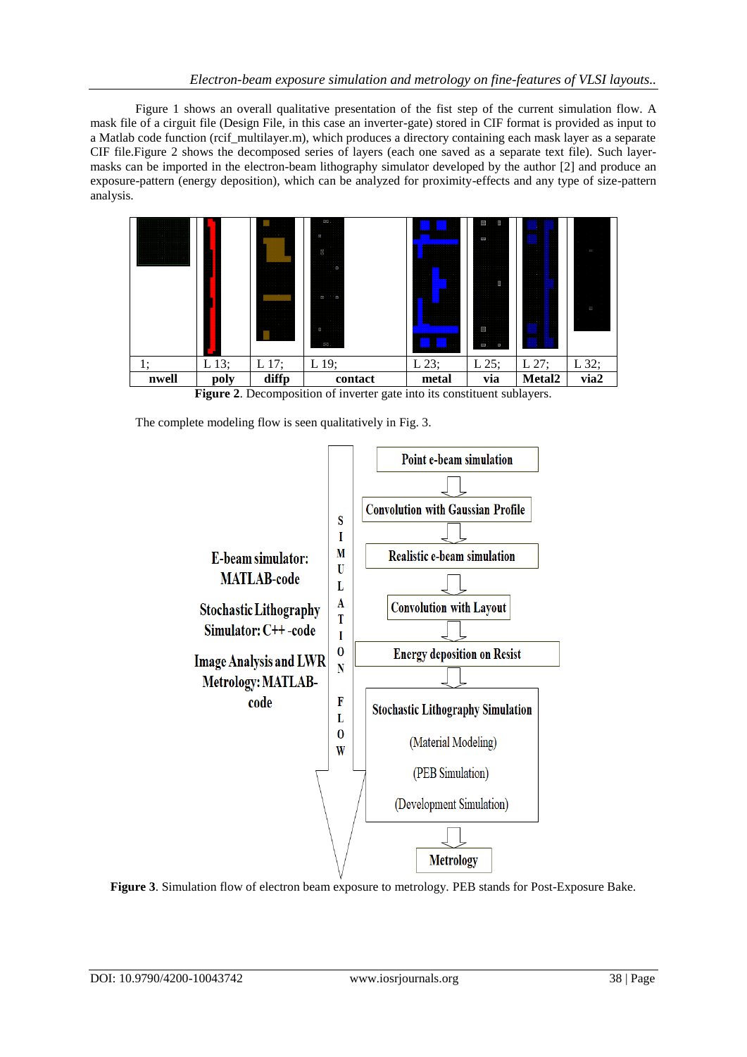Figure 1 shows an overall qualitative presentation of the fist step of the current simulation flow. A mask file of a cirguit file (Design File, in this case an inverter-gate) stored in CIF format is provided as input to a Matlab code function (rcif_multilayer.m), which produces a directory containing each mask layer as a separate CIF file.Figure 2 shows the decomposed series of layers (each one saved as a separate text file). Such layer-masks can be imported in the electron-beam lithography simulator developed by the author [2] and produce an exposure-pattern (energy deposition), which can be analyzed for proximity-effects and any type of size-pattern analysis.

| 1; | L 13; | L 17; | L 19; | L 23; | L 25; | L 27; | L 32; |
|---|---|---|---|---|---|---|---|
| **nwell** | **poly** | **diffp** | **contact** | **metal** | **via** | **Metal2** | **via2** |

**Figure 2**. Decomposition of inverter gate into its constituent sublayers.

The complete modeling flow is seen qualitatively in Fig. 3.

E-beam simulator: MATLAB-code

Stochastic Lithography Simulator: C++ -code

Image Analysis and LWR Metrology: MATLAB-code

SIMULATION FLOW

Point e-beam simulation → Convolution with Gaussian Profile → Realistic e-beam simulation → Convolution with Layout → Energy deposition on Resist → Stochastic Lithography Simulation (Material Modeling) (PEB Simulation) (Development Simulation) → Metrology

**Figure 3**. Simulation flow of electron beam exposure to metrology. PEB stands for Post-Exposure Bake.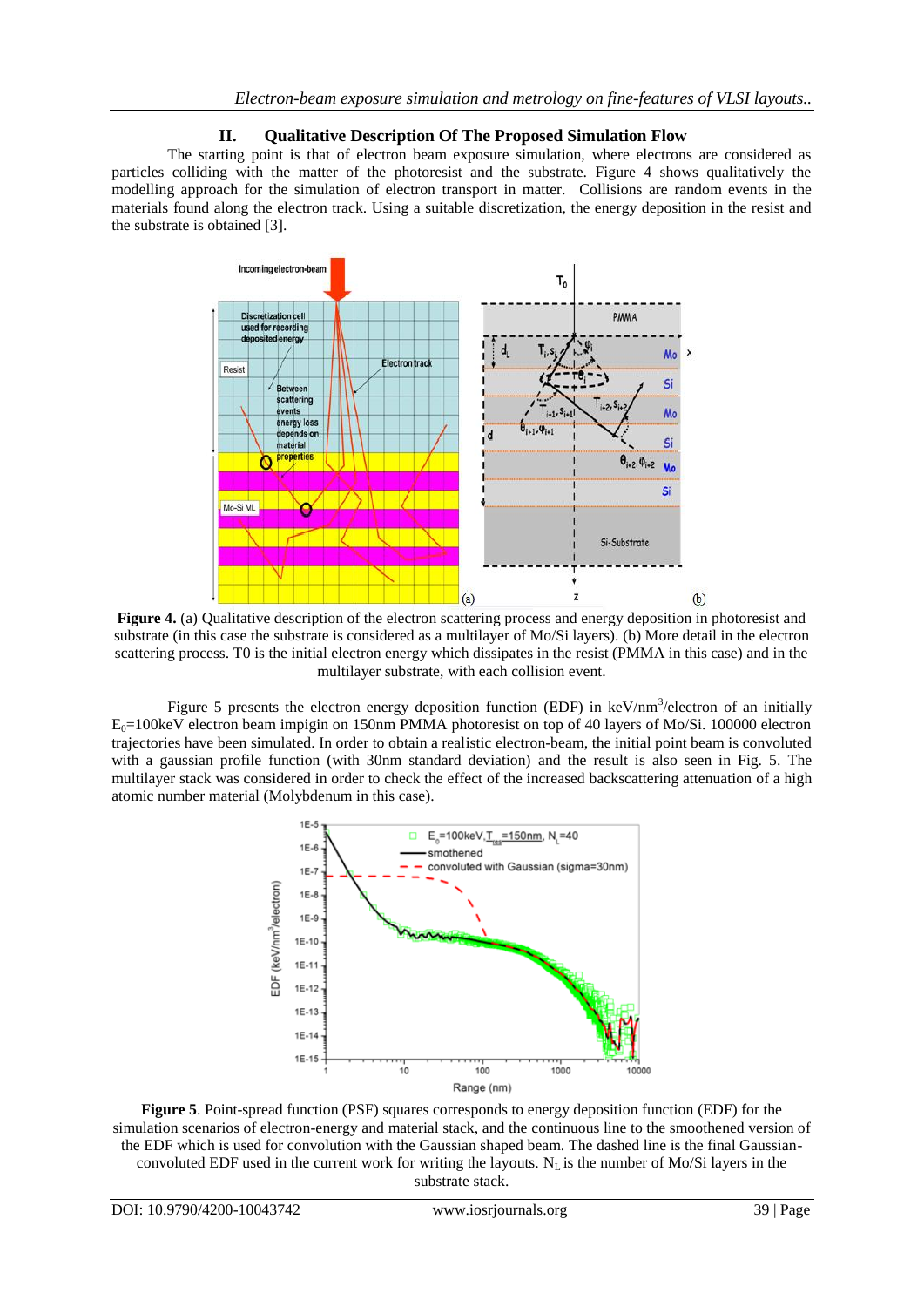## II. Qualitative Description Of The Proposed Simulation Flow

The starting point is that of electron beam exposure simulation, where electrons are considered as particles colliding with the matter of the photoresist and the substrate. Figure 4 shows qualitatively the modelling approach for the simulation of electron transport in matter. Collisions are random events in the materials found along the electron track. Using a suitable discretization, the energy deposition in the resist and the substrate is obtained [3].

Incoming electron-beam
Discretization cell used for recording deposited energy
Resist
Electron track
Between scattering events energy loss depends on material properties
Mo-Si ML
(a)

$T_0$
PMMA
$d_L$
$T_i, s_i$
$\varphi_i$
$\theta_i$
x
Mo
Si
$T_{i+1}, s_{i+1}$
$T_{i+2}, s_{i+2}$
$\theta_{i+1}, \varphi_{i+1}$
d
Mo
Si
$\theta_{i+2}, \varphi_{i+2}$
Mo
Si
Si-Substrate
z
(b)

**Figure 4.** (a) Qualitative description of the electron scattering process and energy deposition in photoresist and substrate (in this case the substrate is considered as a multilayer of Mo/Si layers). (b) More detail in the electron scattering process. T0 is the initial electron energy which dissipates in the resist (PMMA in this case) and in the multilayer substrate, with each collision event.

Figure 5 presents the electron energy deposition function (EDF) in keV/nm$^3$/electron of an initially $E_0$=100keV electron beam impigin on 150nm PMMA photoresist on top of 40 layers of Mo/Si. 100000 electron trajectories have been simulated. In order to obtain a realistic electron-beam, the initial point beam is convoluted with a gaussian profile function (with 30nm standard deviation) and the result is also seen in Fig. 5. The multilayer stack was considered in order to check the effect of the increased backscattering attenuation of a high atomic number material (Molybdenum in this case).

$E_0$=100keV, $T_{res}$=150nm, $N_L$=40
smothened
convoluted with Gaussian (sigma=30nm)
EDF (keV/nm$^3$/electron)
1E-5
1E-6
1E-7
1E-8
1E-9
1E-10
1E-11
1E-12
1E-13
1E-14
1E-15
1
10
100
1000
10000
Range (nm)

**Figure 5**. Point-spread function (PSF) squares corresponds to energy deposition function (EDF) for the simulation scenarios of electron-energy and material stack, and the continuous line to the smoothened version of the EDF which is used for convolution with the Gaussian shaped beam. The dashed line is the final Gaussian-convoluted EDF used in the current work for writing the layouts. $N_L$ is the number of Mo/Si layers in the substrate stack.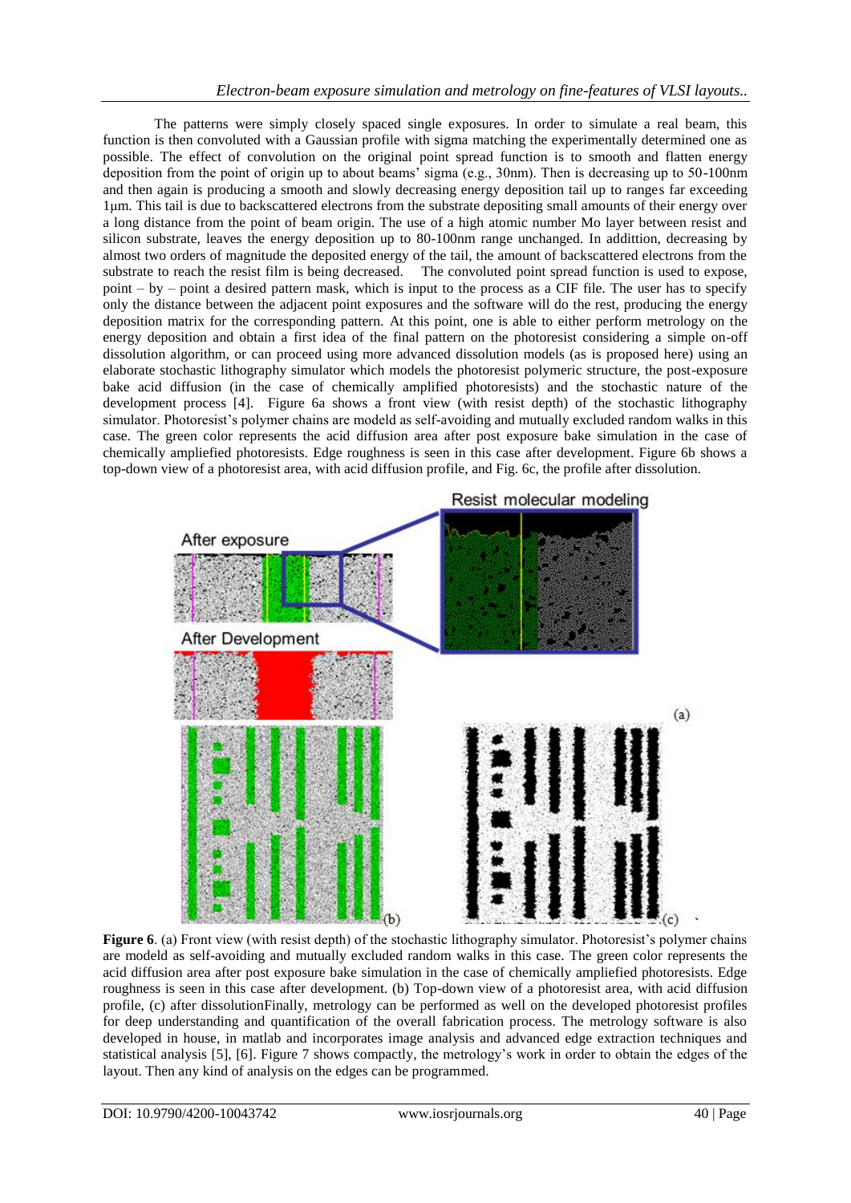The patterns were simply closely spaced single exposures. In order to simulate a real beam, this function is then convoluted with a Gaussian profile with sigma matching the experimentally determined one as possible. The effect of convolution on the original point spread function is to smooth and flatten energy deposition from the point of origin up to about beams' sigma (e.g., 30nm). Then is decreasing up to 50-100nm and then again is producing a smooth and slowly decreasing energy deposition tail up to ranges far exceeding 1μm. This tail is due to backscattered electrons from the substrate depositing small amounts of their energy over a long distance from the point of beam origin. The use of a high atomic number Mo layer between resist and silicon substrate, leaves the energy deposition up to 80-100nm range unchanged. In addittion, decreasing by almost two orders of magnitude the deposited energy of the tail, the amount of backscattered electrons from the substrate to reach the resist film is being decreased. The convoluted point spread function is used to expose, point – by – point a desired pattern mask, which is input to the process as a CIF file. The user has to specify only the distance between the adjacent point exposures and the software will do the rest, producing the energy deposition matrix for the corresponding pattern. At this point, one is able to either perform metrology on the energy deposition and obtain a first idea of the final pattern on the photoresist considering a simple on-off dissolution algorithm, or can proceed using more advanced dissolution models (as is proposed here) using an elaborate stochastic lithography simulator which models the photoresist polymeric structure, the post-exposure bake acid diffusion (in the case of chemically amplified photoresists) and the stochastic nature of the development process [4]. Figure 6a shows a front view (with resist depth) of the stochastic lithography simulator. Photoresist's polymer chains are modeld as self-avoiding and mutually excluded random walks in this case. The green color represents the acid diffusion area after post exposure bake simulation in the case of chemically ampliefied photoresists. Edge roughness is seen in this case after development. Figure 6b shows a top-down view of a photoresist area, with acid diffusion profile, and Fig. 6c, the profile after dissolution.

Resist molecular modeling

After exposure

After Development

(a)

(b)

(c)

**Figure 6**. (a) Front view (with resist depth) of the stochastic lithography simulator. Photoresist's polymer chains are modeld as self-avoiding and mutually excluded random walks in this case. The green color represents the acid diffusion area after post exposure bake simulation in the case of chemically ampliefied photoresists. Edge roughness is seen in this case after development. (b) Top-down view of a photoresist area, with acid diffusion profile, (c) after dissolutionFinally, metrology can be performed as well on the developed photoresist profiles for deep understanding and quantification of the overall fabrication process. The metrology software is also developed in house, in matlab and incorporates image analysis and advanced edge extraction techniques and statistical analysis [5], [6]. Figure 7 shows compactly, the metrology's work in order to obtain the edges of the layout. Then any kind of analysis on the edges can be programmed.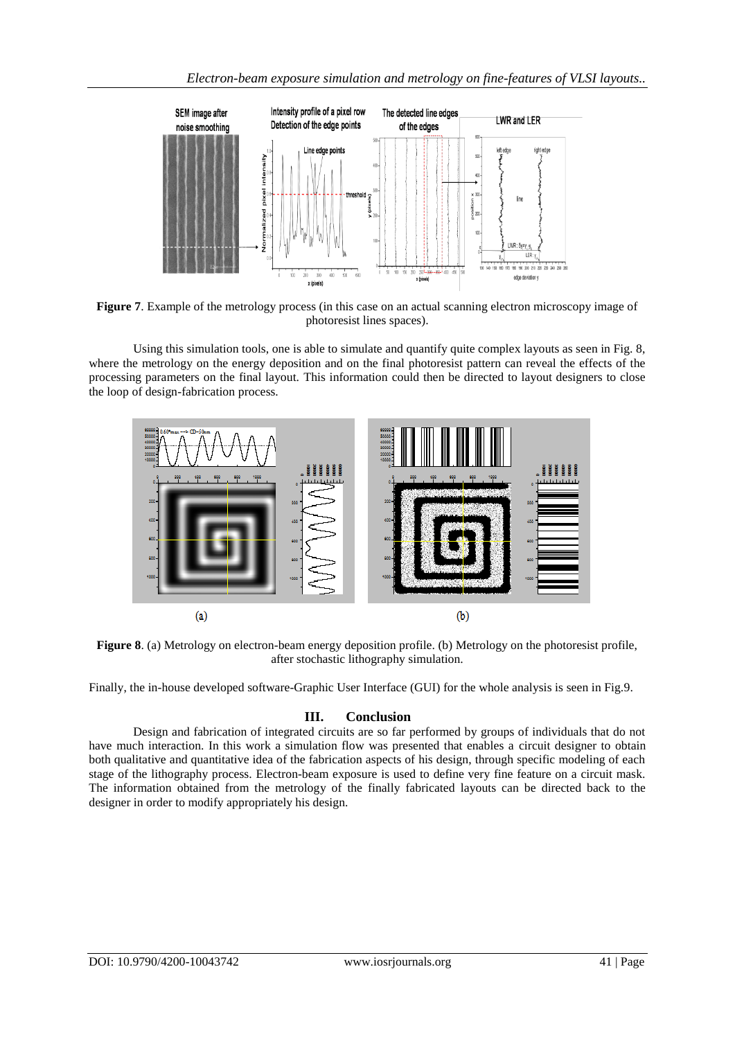SEM image after noise smoothing

Intensity profile of a pixel row
Detection of the edge points

The detected line edges of the edges

LWR and LER

Line edge points

threshold

Normalized pixel intensity

x (pixels)

y (pixels)

x (pixels)

position x

left edge

right edge

line

LWR: $\delta y = y_l - y_r$

LER: $y_l$

edge deviation y

**Figure 7**. Example of the metrology process (in this case on an actual scanning electron microscopy image of photoresist lines spaces).

Using this simulation tools, one is able to simulate and quantify quite complex layouts as seen in Fig. 8, where the metrology on the energy deposition and on the final photoresist pattern can reveal the effects of the processing parameters on the final layout. This information could then be directed to layout designers to close the loop of design-fabrication process.

(a)

(b)

**Figure 8**. (a) Metrology on electron-beam energy deposition profile. (b) Metrology on the photoresist profile, after stochastic lithography simulation.

Finally, the in-house developed software-Graphic User Interface (GUI) for the whole analysis is seen in Fig.9.

## III. Conclusion

Design and fabrication of integrated circuits are so far performed by groups of individuals that do not have much interaction. In this work a simulation flow was presented that enables a circuit designer to obtain both qualitative and quantitative idea of the fabrication aspects of his design, through specific modeling of each stage of the lithography process. Electron-beam exposure is used to define very fine feature on a circuit mask. The information obtained from the metrology of the finally fabricated layouts can be directed back to the designer in order to modify appropriately his design.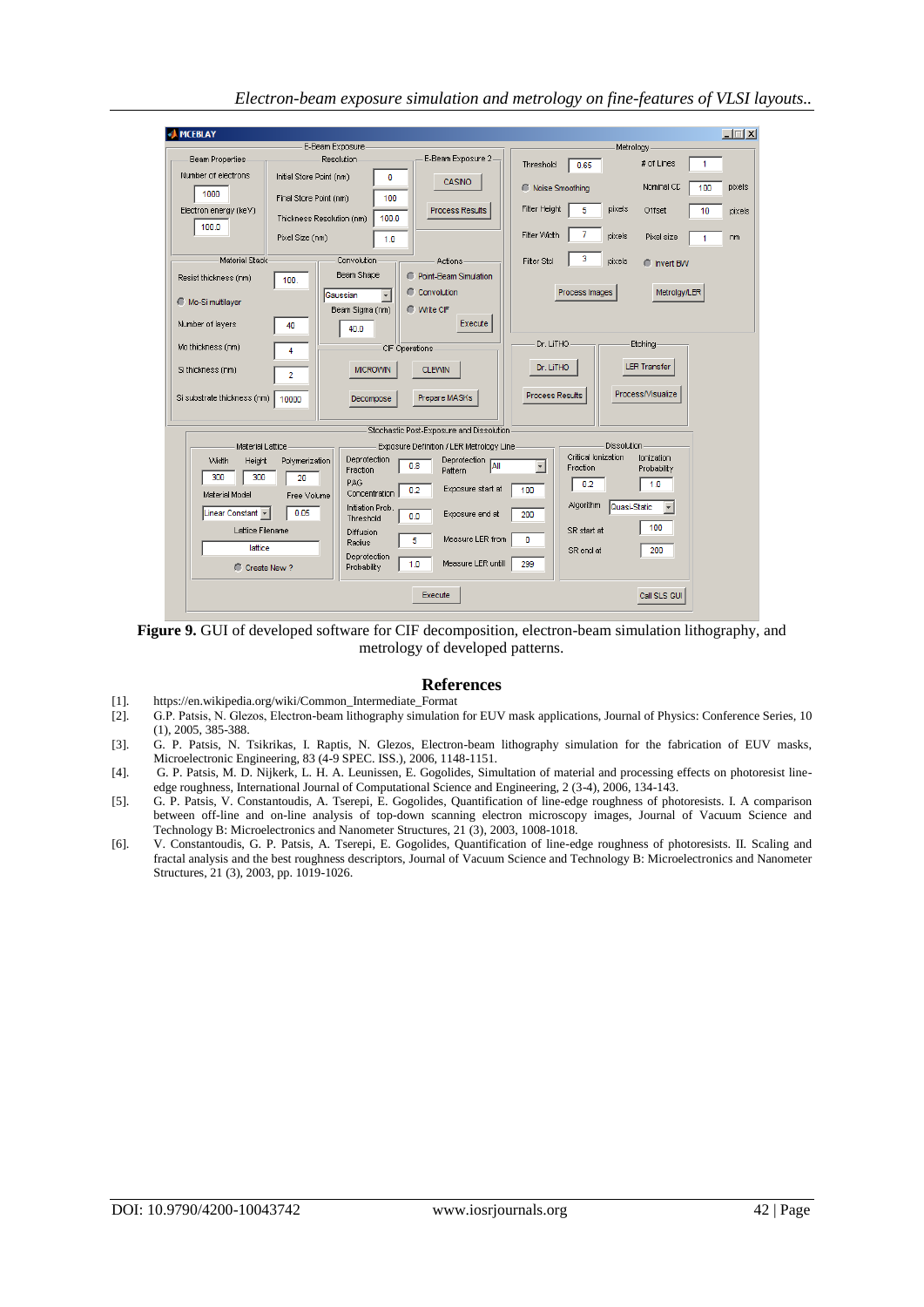Figure 9. GUI of developed software for CIF decomposition, electron-beam simulation lithography, and metrology of developed patterns.

## References

[1]. https://en.wikipedia.org/wiki/Common_Intermediate_Format

[2]. G.P. Patsis, N. Glezos, Electron-beam lithography simulation for EUV mask applications, Journal of Physics: Conference Series, 10 (1), 2005, 385-388.

[3]. G. P. Patsis, N. Tsikrikas, I. Raptis, N. Glezos, Electron-beam lithography simulation for the fabrication of EUV masks, Microelectronic Engineering, 83 (4-9 SPEC. ISS.), 2006, 1148-1151.

[4]. G. P. Patsis, M. D. Nijkerk, L. H. A. Leunissen, E. Gogolides, Simultation of material and processing effects on photoresist line-edge roughness, International Journal of Computational Science and Engineering, 2 (3-4), 2006, 134-143.

[5]. G. P. Patsis, V. Constantoudis, A. Tserepi, E. Gogolides, Quantification of line-edge roughness of photoresists. I. A comparison between off-line and on-line analysis of top-down scanning electron microscopy images, Journal of Vacuum Science and Technology B: Microelectronics and Nanometer Structures, 21 (3), 2003, 1008-1018.

[6]. V. Constantoudis, G. P. Patsis, A. Tserepi, E. Gogolides, Quantification of line-edge roughness of photoresists. II. Scaling and fractal analysis and the best roughness descriptors, Journal of Vacuum Science and Technology B: Microelectronics and Nanometer Structures, 21 (3), 2003, pp. 1019-1026.